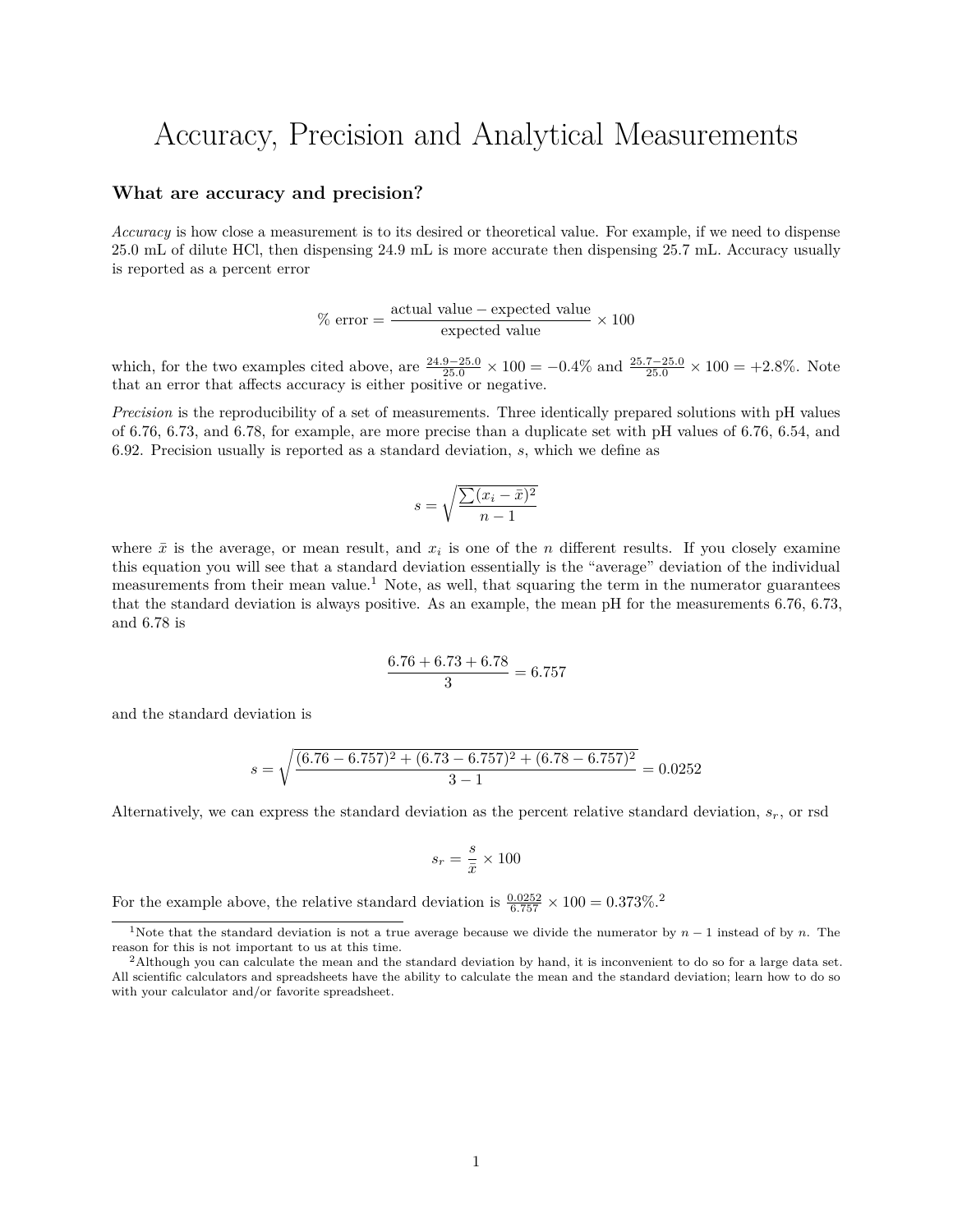# Accuracy, Precision and Analytical Measurements

## What are accuracy and precision?

*Accuracy* is how close a measurement is to its desired or theoretical value. For example, if we need to dispense 25.0 mL of dilute HCl, then dispensing 24.9 mL is more accurate then dispensing 25.7 mL. Accuracy usually is reported as a percent error

$$\% \text{ error} = \frac{\text{actual value} - \text{expected value}}{\text{expected value}} \times 100$$

which, for the two examples cited above, are $\frac{24.9-25.0}{25.0} \times 100 = -0.4\%$ and $\frac{25.7-25.0}{25.0} \times 100 = +2.8\%$. Note that an error that affects accuracy is either positive or negative.

*Precision* is the reproducibility of a set of measurements. Three identically prepared solutions with pH values of 6.76, 6.73, and 6.78, for example, are more precise than a duplicate set with pH values of 6.76, 6.54, and 6.92. Precision usually is reported as a standard deviation, $s$, which we define as

$$s = \sqrt{\frac{\sum (x_i - \bar{x})^2}{n-1}}$$

where $\bar{x}$ is the average, or mean result, and $x_i$ is one of the $n$ different results. If you closely examine this equation you will see that a standard deviation essentially is the "average" deviation of the individual measurements from their mean value.[1] Note, as well, that squaring the term in the numerator guarantees that the standard deviation is always positive. As an example, the mean pH for the measurements 6.76, 6.73, and 6.78 is

$$\frac{6.76 + 6.73 + 6.78}{3} = 6.757$$

and the standard deviation is

$$s = \sqrt{\frac{(6.76 - 6.757)^2 + (6.73 - 6.757)^2 + (6.78 - 6.757)^2}{3-1}} = 0.0252$$

Alternatively, we can express the standard deviation as the percent relative standard deviation, $s_r$, or rsd

$$s_r = \frac{s}{\bar{x}} \times 100$$

For the example above, the relative standard deviation is $\frac{0.0252}{6.757} \times 100 = 0.373\%$.[2]

---

[1] Note that the standard deviation is not a true average because we divide the numerator by $n - 1$ instead of by $n$. The reason for this is not important to us at this time.

[2] Although you can calculate the mean and the standard deviation by hand, it is inconvenient to do so for a large data set. All scientific calculators and spreadsheets have the ability to calculate the mean and the standard deviation; learn how to do so with your calculator and/or favorite spreadsheet.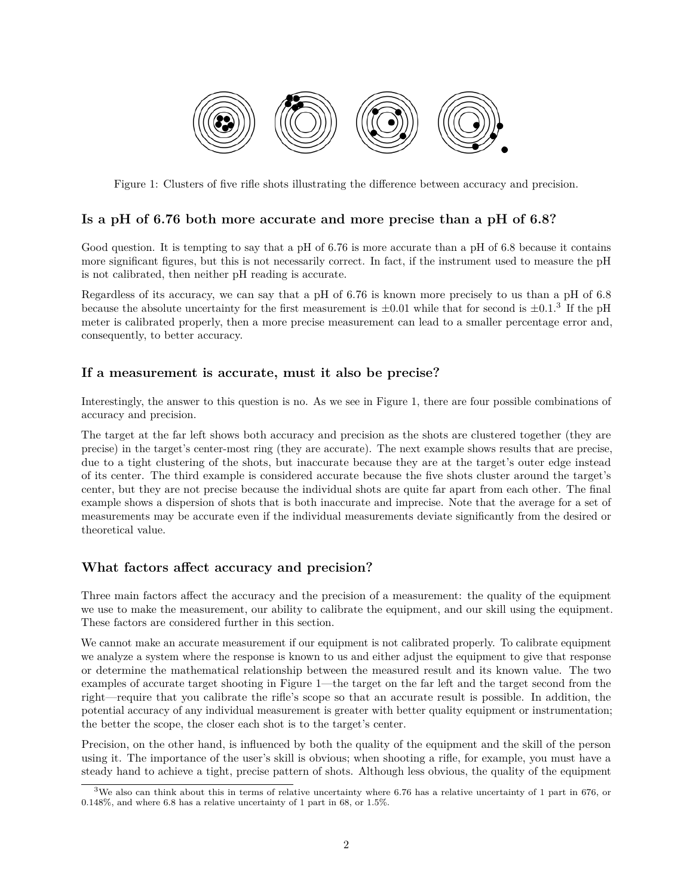Figure 1: Clusters of five rifle shots illustrating the difference between accuracy and precision.

### Is a pH of 6.76 both more accurate and more precise than a pH of 6.8?

Good question. It is tempting to say that a pH of 6.76 is more accurate than a pH of 6.8 because it contains more significant figures, but this is not necessarily correct. In fact, if the instrument used to measure the pH is not calibrated, then neither pH reading is accurate.

Regardless of its accuracy, we can say that a pH of 6.76 is known more precisely to us than a pH of 6.8 because the absolute uncertainty for the first measurement is $\pm 0.01$ while that for second is $\pm 0.1$.[3] If the pH meter is calibrated properly, then a more precise measurement can lead to a smaller percentage error and, consequently, to better accuracy.

### If a measurement is accurate, must it also be precise?

Interestingly, the answer to this question is no. As we see in Figure 1, there are four possible combinations of accuracy and precision.

The target at the far left shows both accuracy and precision as the shots are clustered together (they are precise) in the target's center-most ring (they are accurate). The next example shows results that are precise, due to a tight clustering of the shots, but inaccurate because they are at the target's outer edge instead of its center. The third example is considered accurate because the five shots cluster around the target's center, but they are not precise because the individual shots are quite far apart from each other. The final example shows a dispersion of shots that is both inaccurate and imprecise. Note that the average for a set of measurements may be accurate even if the individual measurements deviate significantly from the desired or theoretical value.

### What factors affect accuracy and precision?

Three main factors affect the accuracy and the precision of a measurement: the quality of the equipment we use to make the measurement, our ability to calibrate the equipment, and our skill using the equipment. These factors are considered further in this section.

We cannot make an accurate measurement if our equipment is not calibrated properly. To calibrate equipment we analyze a system where the response is known to us and either adjust the equipment to give that response or determine the mathematical relationship between the measured result and its known value. The two examples of accurate target shooting in Figure 1—the target on the far left and the target second from the right—require that you calibrate the rifle's scope so that an accurate result is possible. In addition, the potential accuracy of any individual measurement is greater with better quality equipment or instrumentation; the better the scope, the closer each shot is to the target's center.

Precision, on the other hand, is influenced by both the quality of the equipment and the skill of the person using it. The importance of the user's skill is obvious; when shooting a rifle, for example, you must have a steady hand to achieve a tight, precise pattern of shots. Although less obvious, the quality of the equipment

---

[3] We also can think about this in terms of relative uncertainty where 6.76 has a relative uncertainty of 1 part in 676, or 0.148%, and where 6.8 has a relative uncertainty of 1 part in 68, or 1.5%.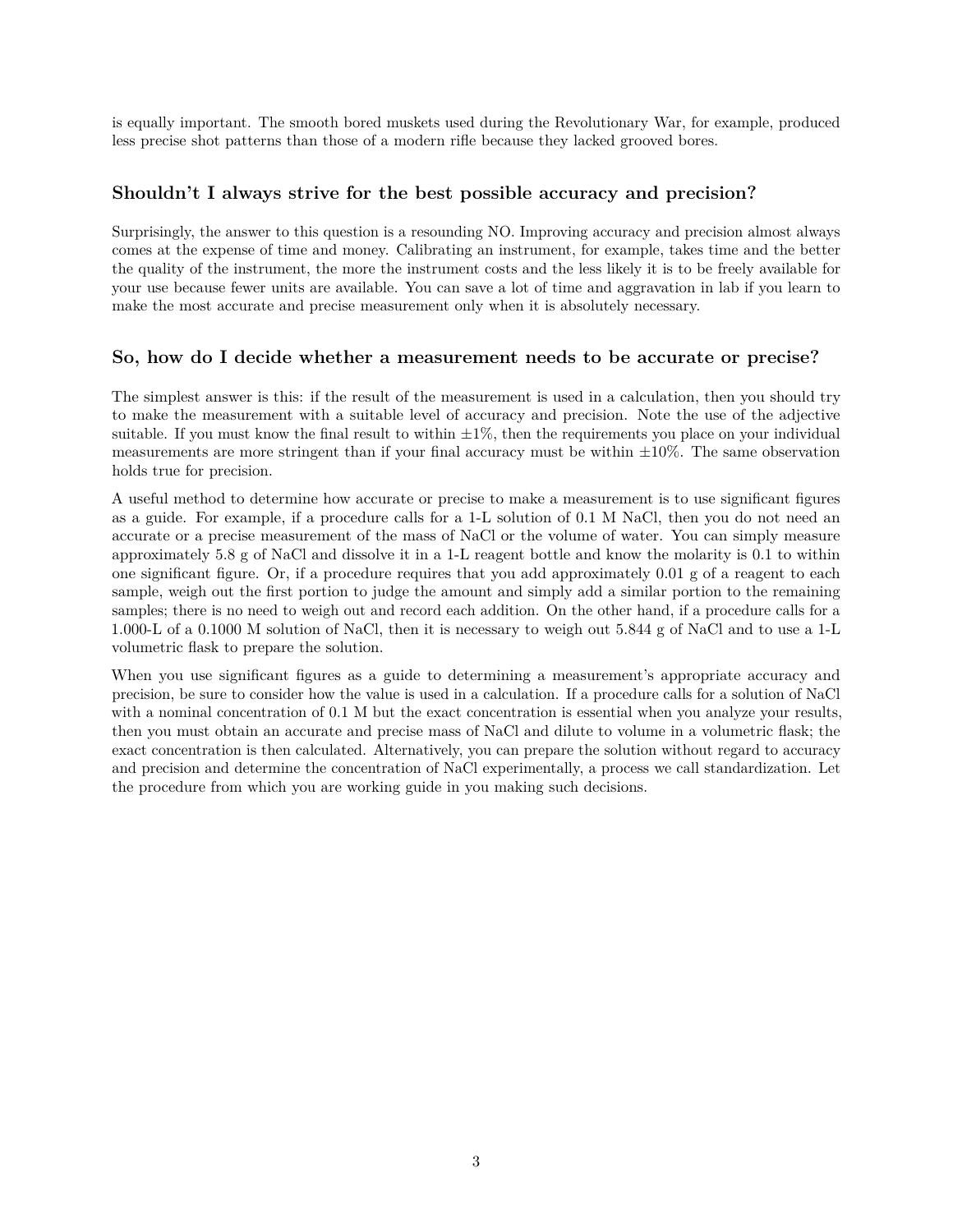is equally important. The smooth bored muskets used during the Revolutionary War, for example, produced less precise shot patterns than those of a modern rifle because they lacked grooved bores.

### Shouldn't I always strive for the best possible accuracy and precision?

Surprisingly, the answer to this question is a resounding NO. Improving accuracy and precision almost always comes at the expense of time and money. Calibrating an instrument, for example, takes time and the better the quality of the instrument, the more the instrument costs and the less likely it is to be freely available for your use because fewer units are available. You can save a lot of time and aggravation in lab if you learn to make the most accurate and precise measurement only when it is absolutely necessary.

### So, how do I decide whether a measurement needs to be accurate or precise?

The simplest answer is this: if the result of the measurement is used in a calculation, then you should try to make the measurement with a suitable level of accuracy and precision. Note the use of the adjective suitable. If you must know the final result to within $\pm 1\%$, then the requirements you place on your individual measurements are more stringent than if your final accuracy must be within $\pm 10\%$. The same observation holds true for precision.

A useful method to determine how accurate or precise to make a measurement is to use significant figures as a guide. For example, if a procedure calls for a 1-L solution of 0.1 M NaCl, then you do not need an accurate or a precise measurement of the mass of NaCl or the volume of water. You can simply measure approximately 5.8 g of NaCl and dissolve it in a 1-L reagent bottle and know the molarity is 0.1 to within one significant figure. Or, if a procedure requires that you add approximately 0.01 g of a reagent to each sample, weigh out the first portion to judge the amount and simply add a similar portion to the remaining samples; there is no need to weigh out and record each addition. On the other hand, if a procedure calls for a 1.000-L of a 0.1000 M solution of NaCl, then it is necessary to weigh out 5.844 g of NaCl and to use a 1-L volumetric flask to prepare the solution.

When you use significant figures as a guide to determining a measurement's appropriate accuracy and precision, be sure to consider how the value is used in a calculation. If a procedure calls for a solution of NaCl with a nominal concentration of 0.1 M but the exact concentration is essential when you analyze your results, then you must obtain an accurate and precise mass of NaCl and dilute to volume in a volumetric flask; the exact concentration is then calculated. Alternatively, you can prepare the solution without regard to accuracy and precision and determine the concentration of NaCl experimentally, a process we call standardization. Let the procedure from which you are working guide in you making such decisions.